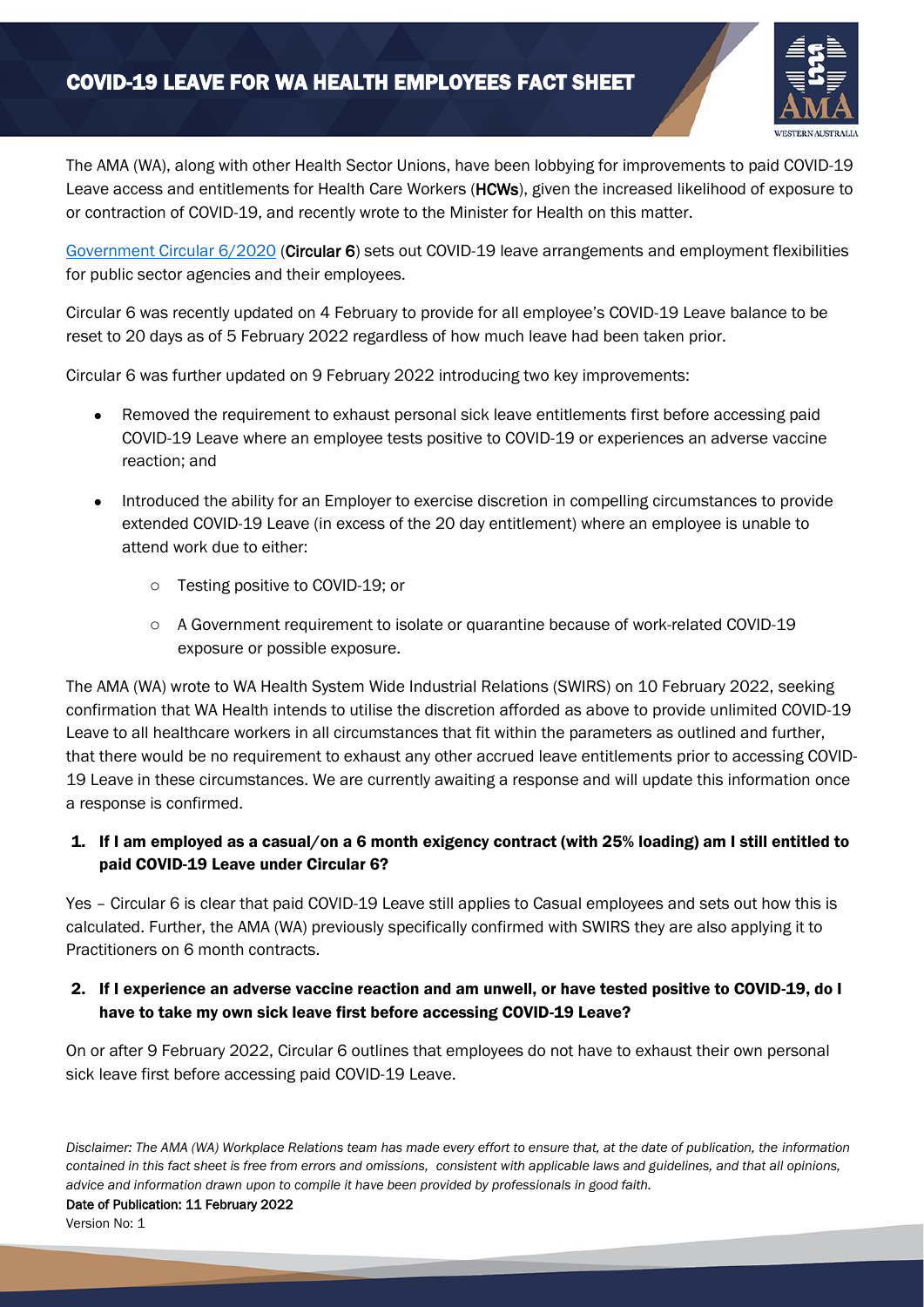# COVID-19 LEAVE FOR WA HEALTH EMPLOYEES FACT SHEET

The AMA (WA), along with other Health Sector Unions, have been lobbying for improvements to paid COVID-19 Leave access and entitlements for Health Care Workers (**HCWs**), given the increased likelihood of exposure to or contraction of COVID-19, and recently wrote to the Minister for Health on this matter.

[Government Circular 6/2020] (**Circular 6**) sets out COVID-19 leave arrangements and employment flexibilities for public sector agencies and their employees.

Circular 6 was recently updated on 4 February to provide for all employee's COVID-19 Leave balance to be reset to 20 days as of 5 February 2022 regardless of how much leave had been taken prior.

Circular 6 was further updated on 9 February 2022 introducing two key improvements:

- Removed the requirement to exhaust personal sick leave entitlements first before accessing paid COVID-19 Leave where an employee tests positive to COVID-19 or experiences an adverse vaccine reaction; and
- Introduced the ability for an Employer to exercise discretion in compelling circumstances to provide extended COVID-19 Leave (in excess of the 20 day entitlement) where an employee is unable to attend work due to either:
  - Testing positive to COVID-19; or
  - A Government requirement to isolate or quarantine because of work-related COVID-19 exposure or possible exposure.

The AMA (WA) wrote to WA Health System Wide Industrial Relations (SWIRS) on 10 February 2022, seeking confirmation that WA Health intends to utilise the discretion afforded as above to provide unlimited COVID-19 Leave to all healthcare workers in all circumstances that fit within the parameters as outlined and further, that there would be no requirement to exhaust any other accrued leave entitlements prior to accessing COVID-19 Leave in these circumstances. We are currently awaiting a response and will update this information once a response is confirmed.

### 1. If I am employed as a casual/on a 6 month exigency contract (with 25% loading) am I still entitled to paid COVID-19 Leave under Circular 6?

Yes – Circular 6 is clear that paid COVID-19 Leave still applies to Casual employees and sets out how this is calculated. Further, the AMA (WA) previously specifically confirmed with SWIRS they are also applying it to Practitioners on 6 month contracts.

### 2. If I experience an adverse vaccine reaction and am unwell, or have tested positive to COVID-19, do I have to take my own sick leave first before accessing COVID-19 Leave?

On or after 9 February 2022, Circular 6 outlines that employees do not have to exhaust their own personal sick leave first before accessing paid COVID-19 Leave.

*Disclaimer: The AMA (WA) Workplace Relations team has made every effort to ensure that, at the date of publication, the information contained in this fact sheet is free from errors and omissions, consistent with applicable laws and guidelines, and that all opinions, advice and information drawn upon to compile it have been provided by professionals in good faith.*

**Date of Publication: 11 February 2022**

Version No: 1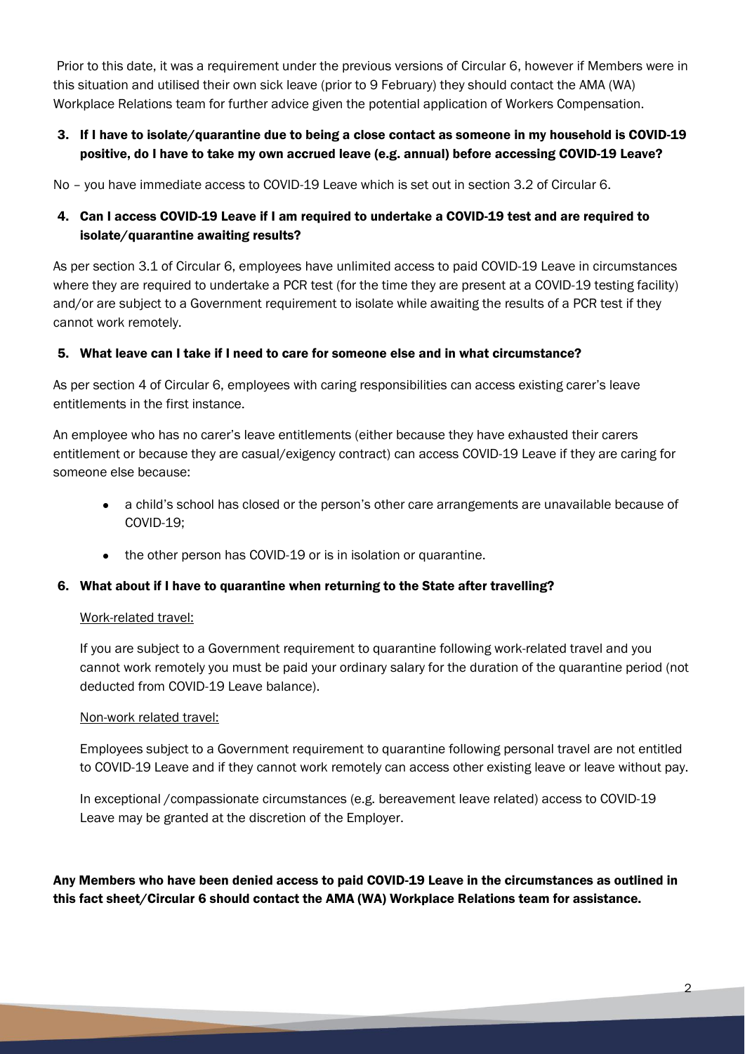Prior to this date, it was a requirement under the previous versions of Circular 6, however if Members were in this situation and utilised their own sick leave (prior to 9 February) they should contact the AMA (WA) Workplace Relations team for further advice given the potential application of Workers Compensation.

### 3. If I have to isolate/quarantine due to being a close contact as someone in my household is COVID-19 positive, do I have to take my own accrued leave (e.g. annual) before accessing COVID-19 Leave?

No – you have immediate access to COVID-19 Leave which is set out in section 3.2 of Circular 6.

### 4. Can I access COVID-19 Leave if I am required to undertake a COVID-19 test and are required to isolate/quarantine awaiting results?

As per section 3.1 of Circular 6, employees have unlimited access to paid COVID-19 Leave in circumstances where they are required to undertake a PCR test (for the time they are present at a COVID-19 testing facility) and/or are subject to a Government requirement to isolate while awaiting the results of a PCR test if they cannot work remotely.

### 5. What leave can I take if I need to care for someone else and in what circumstance?

As per section 4 of Circular 6, employees with caring responsibilities can access existing carer's leave entitlements in the first instance.

An employee who has no carer's leave entitlements (either because they have exhausted their carers entitlement or because they are casual/exigency contract) can access COVID-19 Leave if they are caring for someone else because:

- a child's school has closed or the person's other care arrangements are unavailable because of COVID-19;
- the other person has COVID-19 or is in isolation or quarantine.

### 6. What about if I have to quarantine when returning to the State after travelling?

Work-related travel:

If you are subject to a Government requirement to quarantine following work-related travel and you cannot work remotely you must be paid your ordinary salary for the duration of the quarantine period (not deducted from COVID-19 Leave balance).

Non-work related travel:

Employees subject to a Government requirement to quarantine following personal travel are not entitled to COVID-19 Leave and if they cannot work remotely can access other existing leave or leave without pay.

In exceptional /compassionate circumstances (e.g. bereavement leave related) access to COVID-19 Leave may be granted at the discretion of the Employer.

**Any Members who have been denied access to paid COVID-19 Leave in the circumstances as outlined in this fact sheet/Circular 6 should contact the AMA (WA) Workplace Relations team for assistance.**